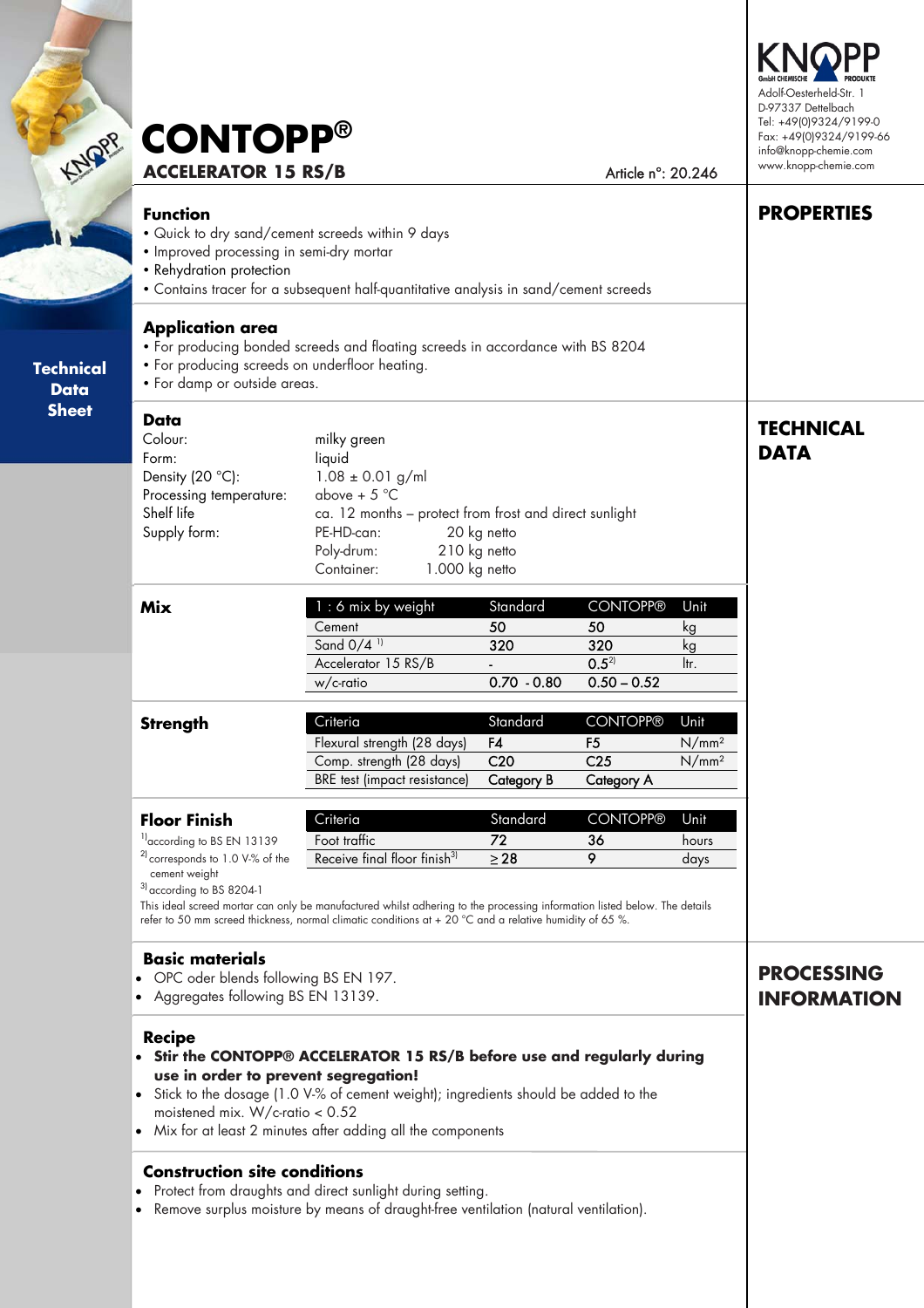# CONTOPP®

## ACCELERATOR 15 RS/B

Article n°: 20.246

KNOPP GmbH CHEMISCHE PRODUKTE
Adolf-Oesterheld-Str. 1
D-97337 Dettelbach
Tel: +49(0)9324/9199-0
Fax: +49(0)9324/9199-66
info@knopp-chemie.com
www.knopp-chemie.com

Technical Data Sheet

## PROPERTIES

### Function

- Quick to dry sand/cement screeds within 9 days
- Improved processing in semi-dry mortar
- Rehydration protection
- Contains tracer for a subsequent half-quantitative analysis in sand/cement screeds

### Application area

- For producing bonded screeds and floating screeds in accordance with BS 8204
- For producing screeds on underfloor heating.
- For damp or outside areas.

## TECHNICAL DATA

### Data

| | |
|---|---|
| Colour: | milky green |
| Form: | liquid |
| Density (20 °C): | 1.08 ± 0.01 g/ml |
| Processing temperature: | above + 5 °C |
| Shelf life | ca. 12 months – protect from frost and direct sunlight |
| Supply form: | PE-HD-can: 20 kg netto |
| | Poly-drum: 210 kg netto |
| | Container: 1.000 kg netto |

### Mix

| 1 : 6 mix by weight | Standard | CONTOPP® | Unit |
|---|---|---|---|
| Cement | 50 | 50 | kg |
| Sand 0/4 [1] | 320 | 320 | kg |
| Accelerator 15 RS/B | - | 0.5[2] | ltr. |
| w/c-ratio | 0.70 - 0.80 | 0.50 – 0.52 | |

### Strength

| Criteria | Standard | CONTOPP® | Unit |
|---|---|---|---|
| Flexural strength (28 days) | F4 | F5 | N/mm² |
| Comp. strength (28 days) | C20 | C25 | N/mm² |
| BRE test (impact resistance) | Category B | Category A | |

### Floor Finish

| Criteria | Standard | CONTOPP® | Unit |
|---|---|---|---|
| Foot traffic | 72 | 36 | hours |
| Receive final floor finish[3] | ≥ 28 | 9 | days |

[1] according to BS EN 13139

[2] corresponds to 1.0 V-% of the cement weight

[3] according to BS 8204-1

This ideal screed mortar can only be manufactured whilst adhering to the processing information listed below. The details refer to 50 mm screed thickness, normal climatic conditions at + 20 °C and a relative humidity of 65 %.

## PROCESSING INFORMATION

### Basic materials

- OPC oder blends following BS EN 197.
- Aggregates following BS EN 13139.

### Recipe

- **Stir the CONTOPP® ACCELERATOR 15 RS/B before use and regularly during use in order to prevent segregation!**
- Stick to the dosage (1.0 V-% of cement weight); ingredients should be added to the moistened mix. W/c-ratio < 0.52
- Mix for at least 2 minutes after adding all the components

### Construction site conditions

- Protect from draughts and direct sunlight during setting.
- Remove surplus moisture by means of draught-free ventilation (natural ventilation).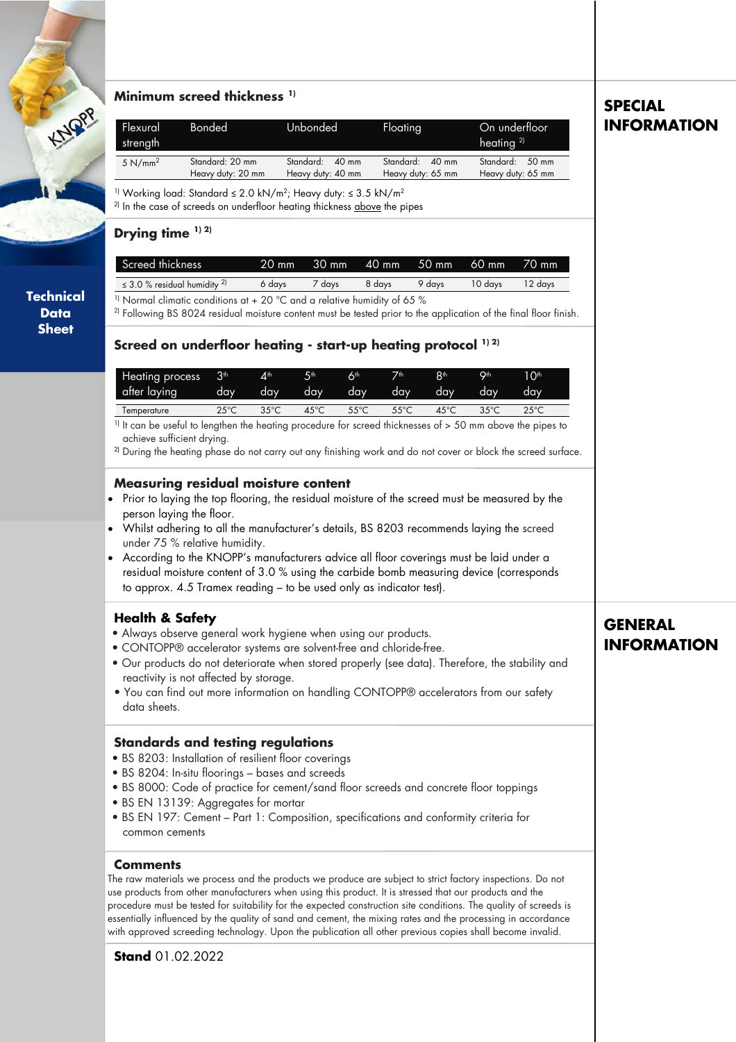## SPECIAL INFORMATION

### Minimum screed thickness [1)]

| Flexural strength | Bonded | Unbonded | Floating | On underfloor heating [2)] |
|---|---|---|---|---|
| 5 N/mm² | Standard: 20 mm<br>Heavy duty: 20 mm | Standard: 40 mm<br>Heavy duty: 40 mm | Standard: 40 mm<br>Heavy duty: 65 mm | Standard: 50 mm<br>Heavy duty: 65 mm |

[1)] Working load: Standard ≤ 2.0 kN/m²; Heavy duty: ≤ 3.5 kN/m²
[2)] In the case of screeds on underfloor heating thickness above the pipes

### Drying time [1) 2)]

| Screed thickness | 20 mm | 30 mm | 40 mm | 50 mm | 60 mm | 70 mm |
|---|---|---|---|---|---|---|
| ≤ 3.0 % residual humidity [2)] | 6 days | 7 days | 8 days | 9 days | 10 days | 12 days |

[1)] Normal climatic conditions at + 20 °C and a relative humidity of 65 %
[2)] Following BS 8024 residual moisture content must be tested prior to the application of the final floor finish.

### Screed on underfloor heating - start-up heating protocol [1) 2)]

| Heating process after laying | 3th day | 4th day | 5th day | 6th day | 7th day | 8th day | 9th day | 10th day |
|---|---|---|---|---|---|---|---|---|
| Temperature | 25°C | 35°C | 45°C | 55°C | 55°C | 45°C | 35°C | 25°C |

[1)] It can be useful to lengthen the heating procedure for screed thicknesses of > 50 mm above the pipes to achieve sufficient drying.
[2)] During the heating phase do not carry out any finishing work and do not cover or block the screed surface.

### Measuring residual moisture content

- Prior to laying the top flooring, the residual moisture of the screed must be measured by the person laying the floor.
- Whilst adhering to all the manufacturer's details, BS 8203 recommends laying the screed under 75 % relative humidity.
- According to the KNOPP's manufacturers advice all floor coverings must be laid under a residual moisture content of 3.0 % using the carbide bomb measuring device (corresponds to approx. 4.5 Tramex reading – to be used only as indicator test).

## GENERAL INFORMATION

### Health & Safety

- Always observe general work hygiene when using our products.
- CONTOPP® accelerator systems are solvent-free and chloride-free.
- Our products do not deteriorate when stored properly (see data). Therefore, the stability and reactivity is not affected by storage.
- You can find out more information on handling CONTOPP® accelerators from our safety data sheets.

### Standards and testing regulations

- BS 8203: Installation of resilient floor coverings
- BS 8204: In-situ floorings – bases and screeds
- BS 8000: Code of practice for cement/sand floor screeds and concrete floor toppings
- BS EN 13139: Aggregates for mortar
- BS EN 197: Cement – Part 1: Composition, specifications and conformity criteria for common cements

### Comments

The raw materials we process and the products we produce are subject to strict factory inspections. Do not use products from other manufacturers when using this product. It is stressed that our products and the procedure must be tested for suitability for the expected construction site conditions. The quality of screeds is essentially influenced by the quality of sand and cement, the mixing rates and the processing in accordance with approved screeding technology. Upon the publication all other previous copies shall become invalid.

**Stand** 01.02.2022